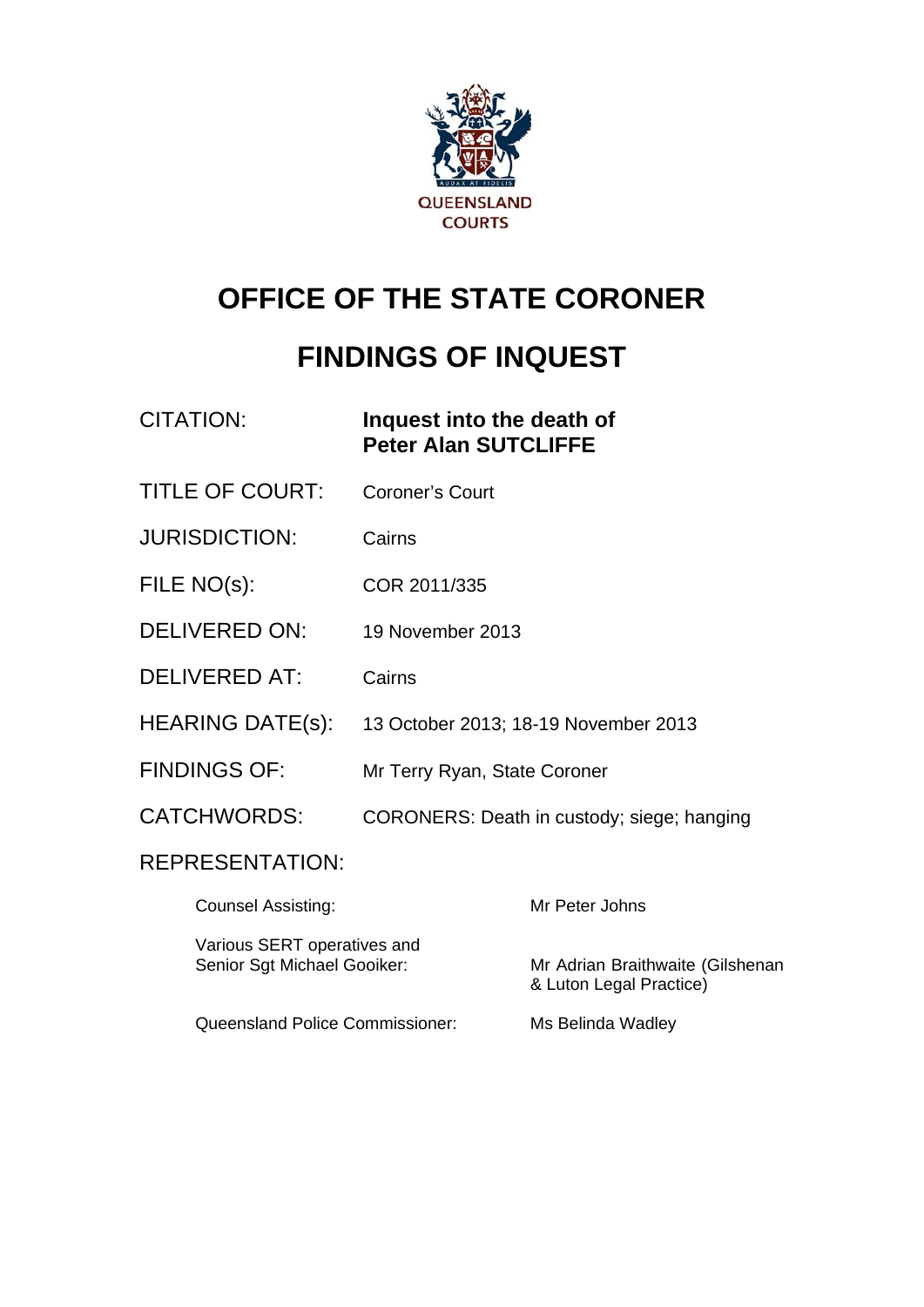QUEENSLAND COURTS

# OFFICE OF THE STATE CORONER

# FINDINGS OF INQUEST

| | |
|---|---|
| CITATION: | **Inquest into the death of Peter Alan SUTCLIFFE** |
| TITLE OF COURT: | Coroner's Court |
| JURISDICTION: | Cairns |
| FILE NO(s): | COR 2011/335 |
| DELIVERED ON: | 19 November 2013 |
| DELIVERED AT: | Cairns |
| HEARING DATE(s): | 13 October 2013; 18-19 November 2013 |
| FINDINGS OF: | Mr Terry Ryan, State Coroner |
| CATCHWORDS: | CORONERS: Death in custody; siege; hanging |

REPRESENTATION:

| | |
|---|---|
| Counsel Assisting: | Mr Peter Johns |
| Various SERT operatives and Senior Sgt Michael Gooiker: | Mr Adrian Braithwaite (Gilshenan & Luton Legal Practice) |
| Queensland Police Commissioner: | Ms Belinda Wadley |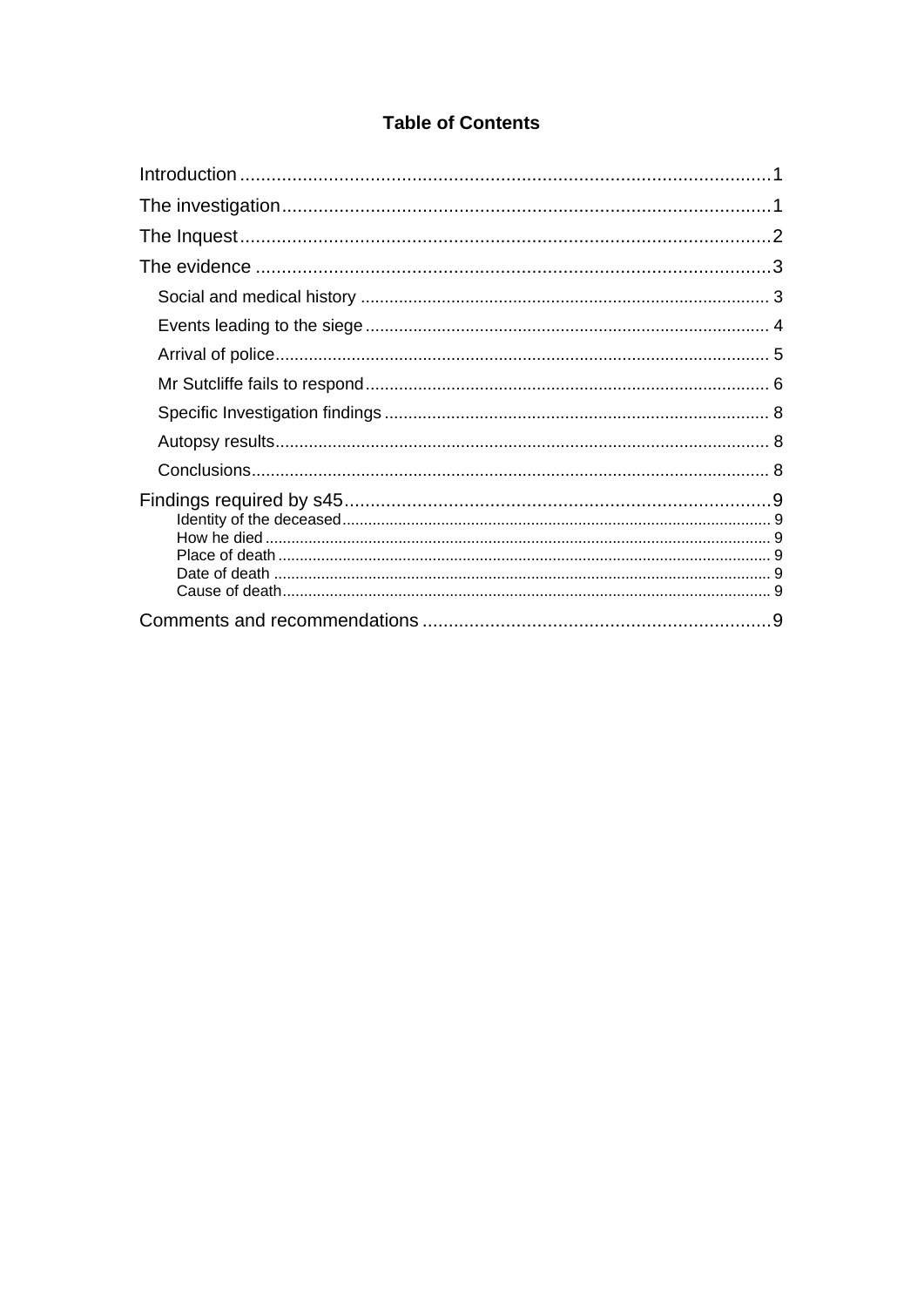# Table of Contents

Introduction ..................................................................................................1
The investigation..........................................................................................1
The Inquest...................................................................................................2
The evidence ................................................................................................3
  Social and medical history ......................................................................... 3
  Events leading to the siege ........................................................................ 4
  Arrival of police........................................................................................... 5
  Mr Sutcliffe fails to respond........................................................................ 6
  Specific Investigation findings .................................................................... 8
  Autopsy results........................................................................................... 8
  Conclusions................................................................................................ 8
Findings required by s45...............................................................................9
    Identity of the deceased.......................................................................... 9
    How he died ............................................................................................ 9
    Place of death ......................................................................................... 9
    Date of death .......................................................................................... 9
    Cause of death........................................................................................ 9
Comments and recommendations ...............................................................9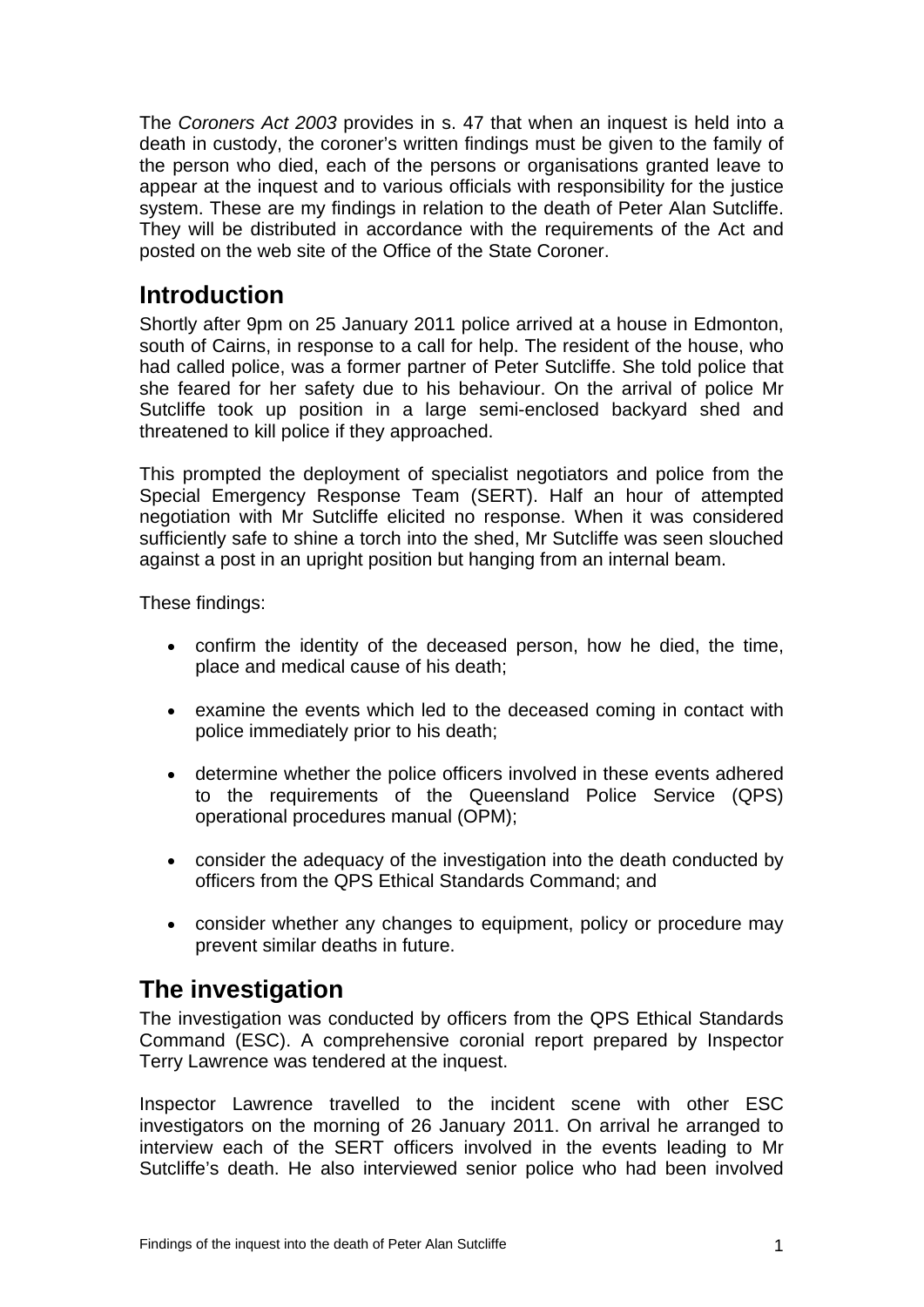The *Coroners Act 2003* provides in s. 47 that when an inquest is held into a death in custody, the coroner's written findings must be given to the family of the person who died, each of the persons or organisations granted leave to appear at the inquest and to various officials with responsibility for the justice system. These are my findings in relation to the death of Peter Alan Sutcliffe. They will be distributed in accordance with the requirements of the Act and posted on the web site of the Office of the State Coroner.

## Introduction

Shortly after 9pm on 25 January 2011 police arrived at a house in Edmonton, south of Cairns, in response to a call for help. The resident of the house, who had called police, was a former partner of Peter Sutcliffe. She told police that she feared for her safety due to his behaviour. On the arrival of police Mr Sutcliffe took up position in a large semi-enclosed backyard shed and threatened to kill police if they approached.

This prompted the deployment of specialist negotiators and police from the Special Emergency Response Team (SERT). Half an hour of attempted negotiation with Mr Sutcliffe elicited no response. When it was considered sufficiently safe to shine a torch into the shed, Mr Sutcliffe was seen slouched against a post in an upright position but hanging from an internal beam.

These findings:

- confirm the identity of the deceased person, how he died, the time, place and medical cause of his death;
- examine the events which led to the deceased coming in contact with police immediately prior to his death;
- determine whether the police officers involved in these events adhered to the requirements of the Queensland Police Service (QPS) operational procedures manual (OPM);
- consider the adequacy of the investigation into the death conducted by officers from the QPS Ethical Standards Command; and
- consider whether any changes to equipment, policy or procedure may prevent similar deaths in future.

## The investigation

The investigation was conducted by officers from the QPS Ethical Standards Command (ESC). A comprehensive coronial report prepared by Inspector Terry Lawrence was tendered at the inquest.

Inspector Lawrence travelled to the incident scene with other ESC investigators on the morning of 26 January 2011. On arrival he arranged to interview each of the SERT officers involved in the events leading to Mr Sutcliffe's death. He also interviewed senior police who had been involved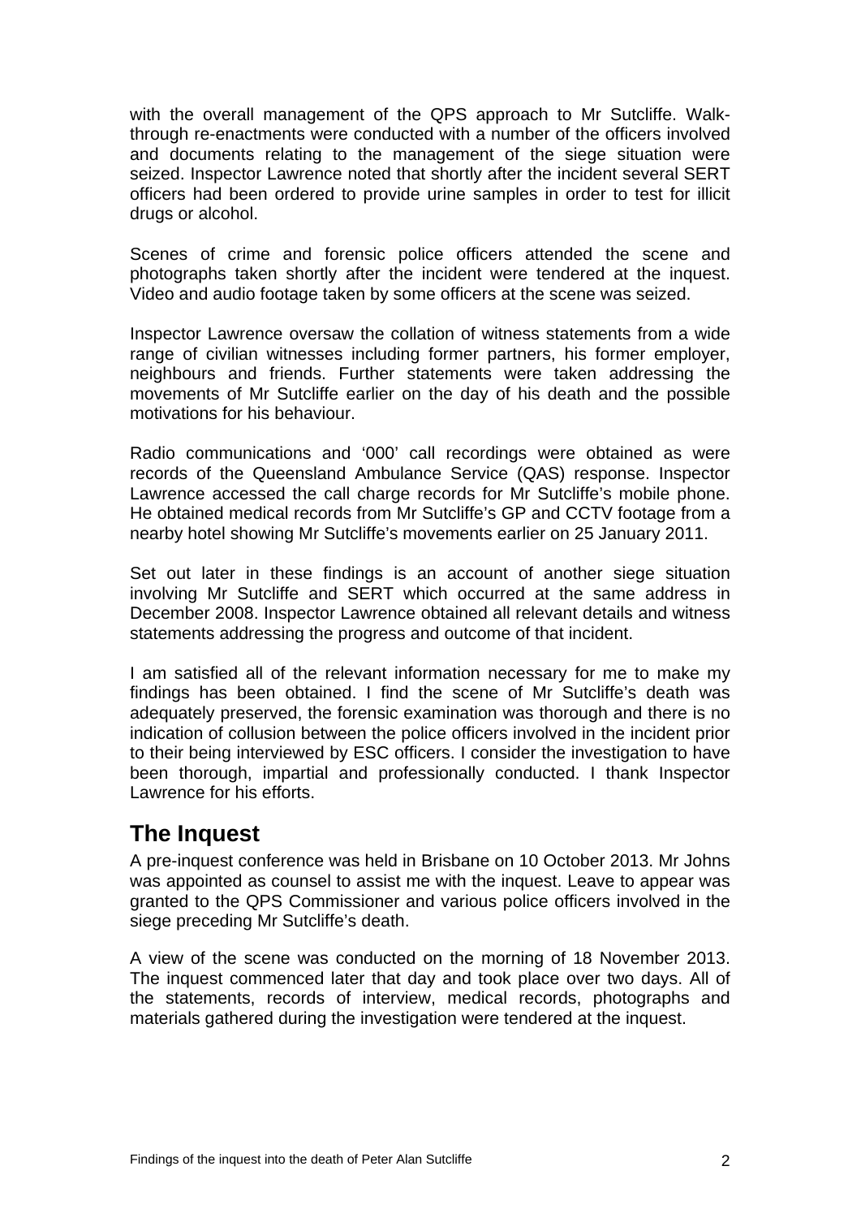with the overall management of the QPS approach to Mr Sutcliffe. Walk-through re-enactments were conducted with a number of the officers involved and documents relating to the management of the siege situation were seized. Inspector Lawrence noted that shortly after the incident several SERT officers had been ordered to provide urine samples in order to test for illicit drugs or alcohol.

Scenes of crime and forensic police officers attended the scene and photographs taken shortly after the incident were tendered at the inquest. Video and audio footage taken by some officers at the scene was seized.

Inspector Lawrence oversaw the collation of witness statements from a wide range of civilian witnesses including former partners, his former employer, neighbours and friends. Further statements were taken addressing the movements of Mr Sutcliffe earlier on the day of his death and the possible motivations for his behaviour.

Radio communications and '000' call recordings were obtained as were records of the Queensland Ambulance Service (QAS) response. Inspector Lawrence accessed the call charge records for Mr Sutcliffe's mobile phone. He obtained medical records from Mr Sutcliffe's GP and CCTV footage from a nearby hotel showing Mr Sutcliffe's movements earlier on 25 January 2011.

Set out later in these findings is an account of another siege situation involving Mr Sutcliffe and SERT which occurred at the same address in December 2008. Inspector Lawrence obtained all relevant details and witness statements addressing the progress and outcome of that incident.

I am satisfied all of the relevant information necessary for me to make my findings has been obtained. I find the scene of Mr Sutcliffe's death was adequately preserved, the forensic examination was thorough and there is no indication of collusion between the police officers involved in the incident prior to their being interviewed by ESC officers. I consider the investigation to have been thorough, impartial and professionally conducted. I thank Inspector Lawrence for his efforts.

## The Inquest

A pre-inquest conference was held in Brisbane on 10 October 2013. Mr Johns was appointed as counsel to assist me with the inquest. Leave to appear was granted to the QPS Commissioner and various police officers involved in the siege preceding Mr Sutcliffe's death.

A view of the scene was conducted on the morning of 18 November 2013. The inquest commenced later that day and took place over two days. All of the statements, records of interview, medical records, photographs and materials gathered during the investigation were tendered at the inquest.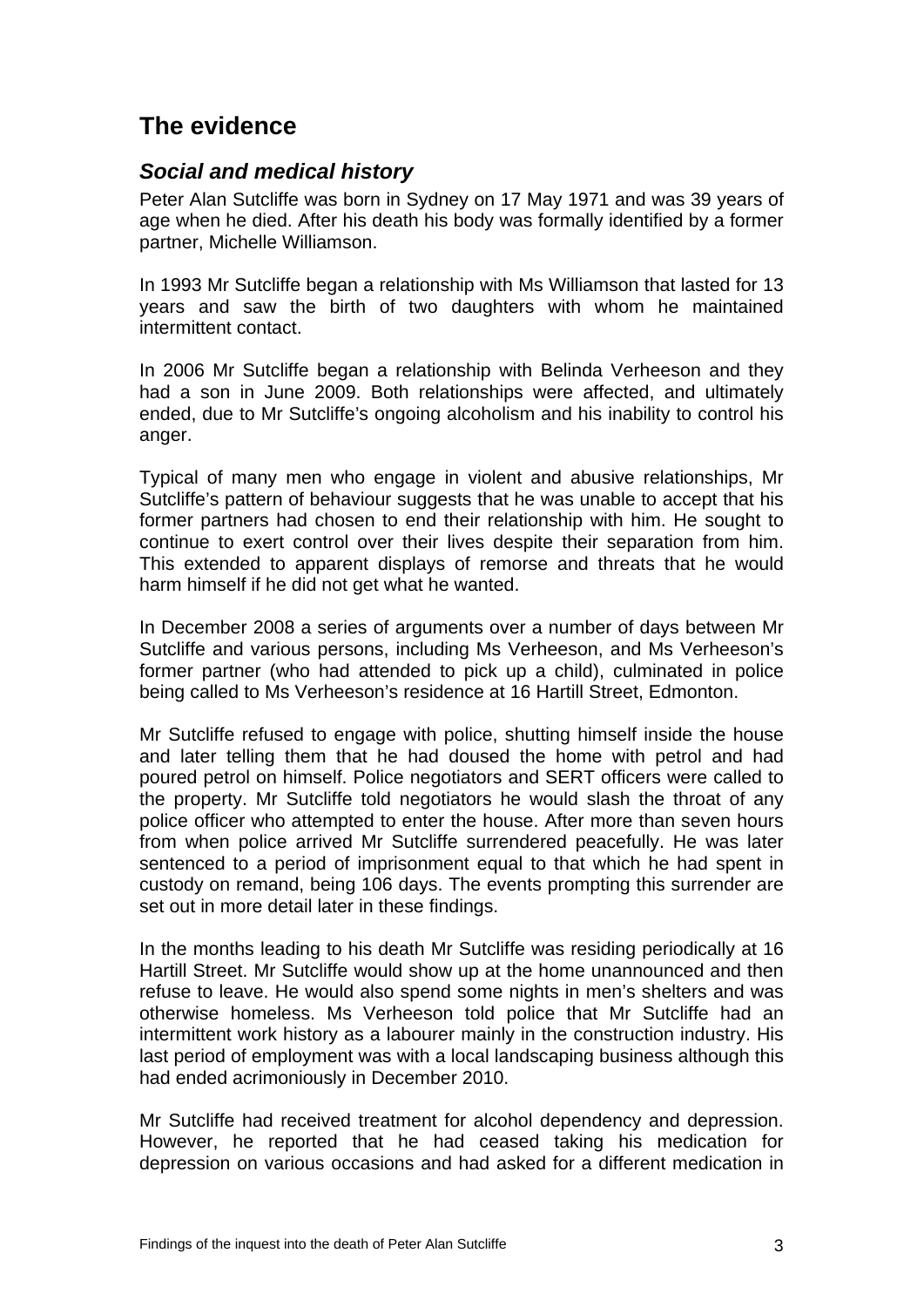## The evidence

### *Social and medical history*

Peter Alan Sutcliffe was born in Sydney on 17 May 1971 and was 39 years of age when he died. After his death his body was formally identified by a former partner, Michelle Williamson.

In 1993 Mr Sutcliffe began a relationship with Ms Williamson that lasted for 13 years and saw the birth of two daughters with whom he maintained intermittent contact.

In 2006 Mr Sutcliffe began a relationship with Belinda Verheeson and they had a son in June 2009. Both relationships were affected, and ultimately ended, due to Mr Sutcliffe's ongoing alcoholism and his inability to control his anger.

Typical of many men who engage in violent and abusive relationships, Mr Sutcliffe's pattern of behaviour suggests that he was unable to accept that his former partners had chosen to end their relationship with him. He sought to continue to exert control over their lives despite their separation from him. This extended to apparent displays of remorse and threats that he would harm himself if he did not get what he wanted.

In December 2008 a series of arguments over a number of days between Mr Sutcliffe and various persons, including Ms Verheeson, and Ms Verheeson's former partner (who had attended to pick up a child), culminated in police being called to Ms Verheeson's residence at 16 Hartill Street, Edmonton.

Mr Sutcliffe refused to engage with police, shutting himself inside the house and later telling them that he had doused the home with petrol and had poured petrol on himself. Police negotiators and SERT officers were called to the property. Mr Sutcliffe told negotiators he would slash the throat of any police officer who attempted to enter the house. After more than seven hours from when police arrived Mr Sutcliffe surrendered peacefully. He was later sentenced to a period of imprisonment equal to that which he had spent in custody on remand, being 106 days. The events prompting this surrender are set out in more detail later in these findings.

In the months leading to his death Mr Sutcliffe was residing periodically at 16 Hartill Street. Mr Sutcliffe would show up at the home unannounced and then refuse to leave. He would also spend some nights in men's shelters and was otherwise homeless. Ms Verheeson told police that Mr Sutcliffe had an intermittent work history as a labourer mainly in the construction industry. His last period of employment was with a local landscaping business although this had ended acrimoniously in December 2010.

Mr Sutcliffe had received treatment for alcohol dependency and depression. However, he reported that he had ceased taking his medication for depression on various occasions and had asked for a different medication in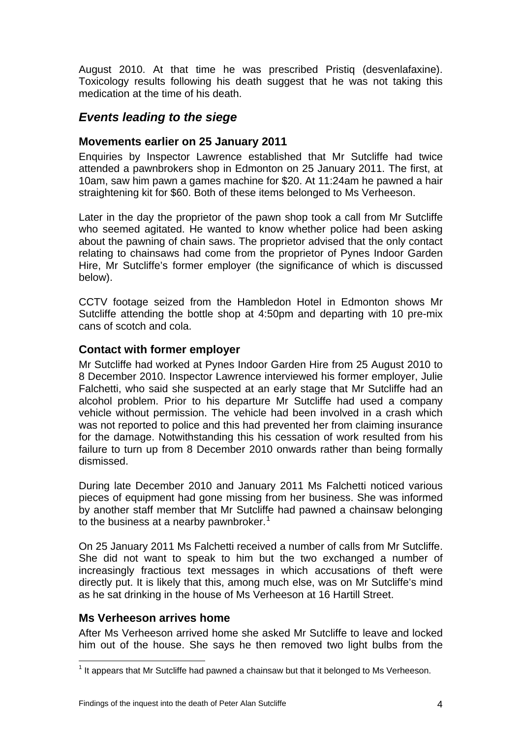August 2010. At that time he was prescribed Pristiq (desvenlafaxine). Toxicology results following his death suggest that he was not taking this medication at the time of his death.

## *Events leading to the siege*

### Movements earlier on 25 January 2011

Enquiries by Inspector Lawrence established that Mr Sutcliffe had twice attended a pawnbrokers shop in Edmonton on 25 January 2011. The first, at 10am, saw him pawn a games machine for $20. At 11:24am he pawned a hair straightening kit for $60. Both of these items belonged to Ms Verheeson.

Later in the day the proprietor of the pawn shop took a call from Mr Sutcliffe who seemed agitated. He wanted to know whether police had been asking about the pawning of chain saws. The proprietor advised that the only contact relating to chainsaws had come from the proprietor of Pynes Indoor Garden Hire, Mr Sutcliffe's former employer (the significance of which is discussed below).

CCTV footage seized from the Hambledon Hotel in Edmonton shows Mr Sutcliffe attending the bottle shop at 4:50pm and departing with 10 pre-mix cans of scotch and cola.

### Contact with former employer

Mr Sutcliffe had worked at Pynes Indoor Garden Hire from 25 August 2010 to 8 December 2010. Inspector Lawrence interviewed his former employer, Julie Falchetti, who said she suspected at an early stage that Mr Sutcliffe had an alcohol problem. Prior to his departure Mr Sutcliffe had used a company vehicle without permission. The vehicle had been involved in a crash which was not reported to police and this had prevented her from claiming insurance for the damage. Notwithstanding this his cessation of work resulted from his failure to turn up from 8 December 2010 onwards rather than being formally dismissed.

During late December 2010 and January 2011 Ms Falchetti noticed various pieces of equipment had gone missing from her business. She was informed by another staff member that Mr Sutcliffe had pawned a chainsaw belonging to the business at a nearby pawnbroker.[1]

On 25 January 2011 Ms Falchetti received a number of calls from Mr Sutcliffe. She did not want to speak to him but the two exchanged a number of increasingly fractious text messages in which accusations of theft were directly put. It is likely that this, among much else, was on Mr Sutcliffe's mind as he sat drinking in the house of Ms Verheeson at 16 Hartill Street.

### Ms Verheeson arrives home

After Ms Verheeson arrived home she asked Mr Sutcliffe to leave and locked him out of the house. She says he then removed two light bulbs from the

[1] It appears that Mr Sutcliffe had pawned a chainsaw but that it belonged to Ms Verheeson.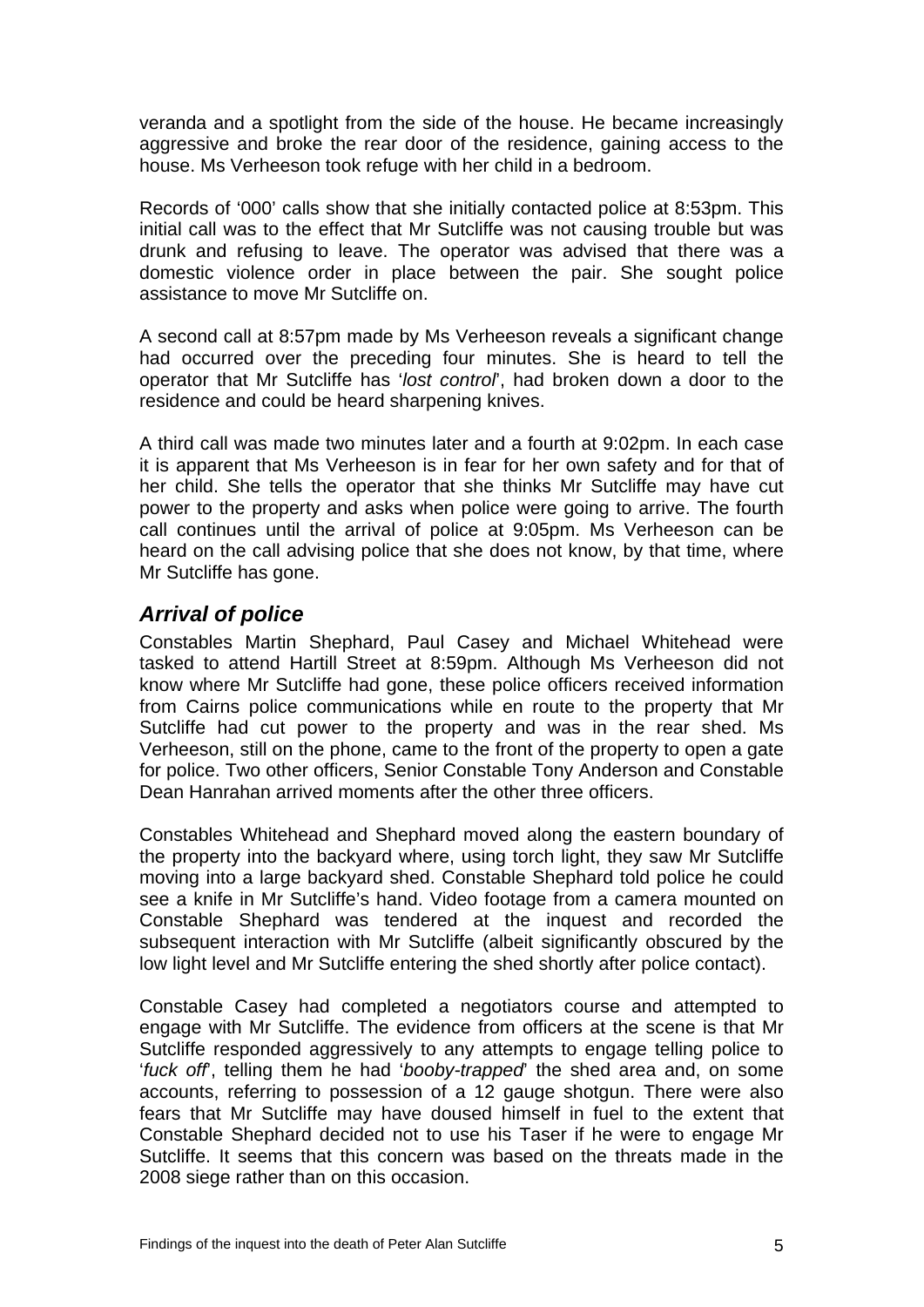veranda and a spotlight from the side of the house. He became increasingly aggressive and broke the rear door of the residence, gaining access to the house. Ms Verheeson took refuge with her child in a bedroom.

Records of '000' calls show that she initially contacted police at 8:53pm. This initial call was to the effect that Mr Sutcliffe was not causing trouble but was drunk and refusing to leave. The operator was advised that there was a domestic violence order in place between the pair. She sought police assistance to move Mr Sutcliffe on.

A second call at 8:57pm made by Ms Verheeson reveals a significant change had occurred over the preceding four minutes. She is heard to tell the operator that Mr Sutcliffe has '*lost control*', had broken down a door to the residence and could be heard sharpening knives.

A third call was made two minutes later and a fourth at 9:02pm. In each case it is apparent that Ms Verheeson is in fear for her own safety and for that of her child. She tells the operator that she thinks Mr Sutcliffe may have cut power to the property and asks when police were going to arrive. The fourth call continues until the arrival of police at 9:05pm. Ms Verheeson can be heard on the call advising police that she does not know, by that time, where Mr Sutcliffe has gone.

### *Arrival of police*

Constables Martin Shephard, Paul Casey and Michael Whitehead were tasked to attend Hartill Street at 8:59pm. Although Ms Verheeson did not know where Mr Sutcliffe had gone, these police officers received information from Cairns police communications while en route to the property that Mr Sutcliffe had cut power to the property and was in the rear shed. Ms Verheeson, still on the phone, came to the front of the property to open a gate for police. Two other officers, Senior Constable Tony Anderson and Constable Dean Hanrahan arrived moments after the other three officers.

Constables Whitehead and Shephard moved along the eastern boundary of the property into the backyard where, using torch light, they saw Mr Sutcliffe moving into a large backyard shed. Constable Shephard told police he could see a knife in Mr Sutcliffe's hand. Video footage from a camera mounted on Constable Shephard was tendered at the inquest and recorded the subsequent interaction with Mr Sutcliffe (albeit significantly obscured by the low light level and Mr Sutcliffe entering the shed shortly after police contact).

Constable Casey had completed a negotiators course and attempted to engage with Mr Sutcliffe. The evidence from officers at the scene is that Mr Sutcliffe responded aggressively to any attempts to engage telling police to '*fuck off*', telling them he had '*booby-trapped*' the shed area and, on some accounts, referring to possession of a 12 gauge shotgun. There were also fears that Mr Sutcliffe may have doused himself in fuel to the extent that Constable Shephard decided not to use his Taser if he were to engage Mr Sutcliffe. It seems that this concern was based on the threats made in the 2008 siege rather than on this occasion.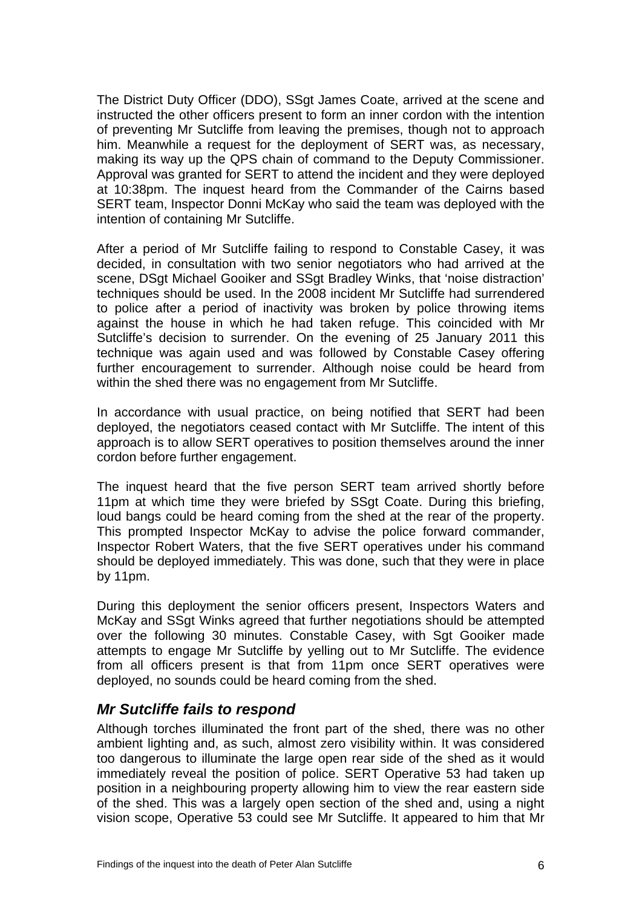The District Duty Officer (DDO), SSgt James Coate, arrived at the scene and instructed the other officers present to form an inner cordon with the intention of preventing Mr Sutcliffe from leaving the premises, though not to approach him. Meanwhile a request for the deployment of SERT was, as necessary, making its way up the QPS chain of command to the Deputy Commissioner. Approval was granted for SERT to attend the incident and they were deployed at 10:38pm. The inquest heard from the Commander of the Cairns based SERT team, Inspector Donni McKay who said the team was deployed with the intention of containing Mr Sutcliffe.

After a period of Mr Sutcliffe failing to respond to Constable Casey, it was decided, in consultation with two senior negotiators who had arrived at the scene, DSgt Michael Gooiker and SSgt Bradley Winks, that 'noise distraction' techniques should be used. In the 2008 incident Mr Sutcliffe had surrendered to police after a period of inactivity was broken by police throwing items against the house in which he had taken refuge. This coincided with Mr Sutcliffe's decision to surrender. On the evening of 25 January 2011 this technique was again used and was followed by Constable Casey offering further encouragement to surrender. Although noise could be heard from within the shed there was no engagement from Mr Sutcliffe.

In accordance with usual practice, on being notified that SERT had been deployed, the negotiators ceased contact with Mr Sutcliffe. The intent of this approach is to allow SERT operatives to position themselves around the inner cordon before further engagement.

The inquest heard that the five person SERT team arrived shortly before 11pm at which time they were briefed by SSgt Coate. During this briefing, loud bangs could be heard coming from the shed at the rear of the property. This prompted Inspector McKay to advise the police forward commander, Inspector Robert Waters, that the five SERT operatives under his command should be deployed immediately. This was done, such that they were in place by 11pm.

During this deployment the senior officers present, Inspectors Waters and McKay and SSgt Winks agreed that further negotiations should be attempted over the following 30 minutes. Constable Casey, with Sgt Gooiker made attempts to engage Mr Sutcliffe by yelling out to Mr Sutcliffe. The evidence from all officers present is that from 11pm once SERT operatives were deployed, no sounds could be heard coming from the shed.

## *Mr Sutcliffe fails to respond*

Although torches illuminated the front part of the shed, there was no other ambient lighting and, as such, almost zero visibility within. It was considered too dangerous to illuminate the large open rear side of the shed as it would immediately reveal the position of police. SERT Operative 53 had taken up position in a neighbouring property allowing him to view the rear eastern side of the shed. This was a largely open section of the shed and, using a night vision scope, Operative 53 could see Mr Sutcliffe. It appeared to him that Mr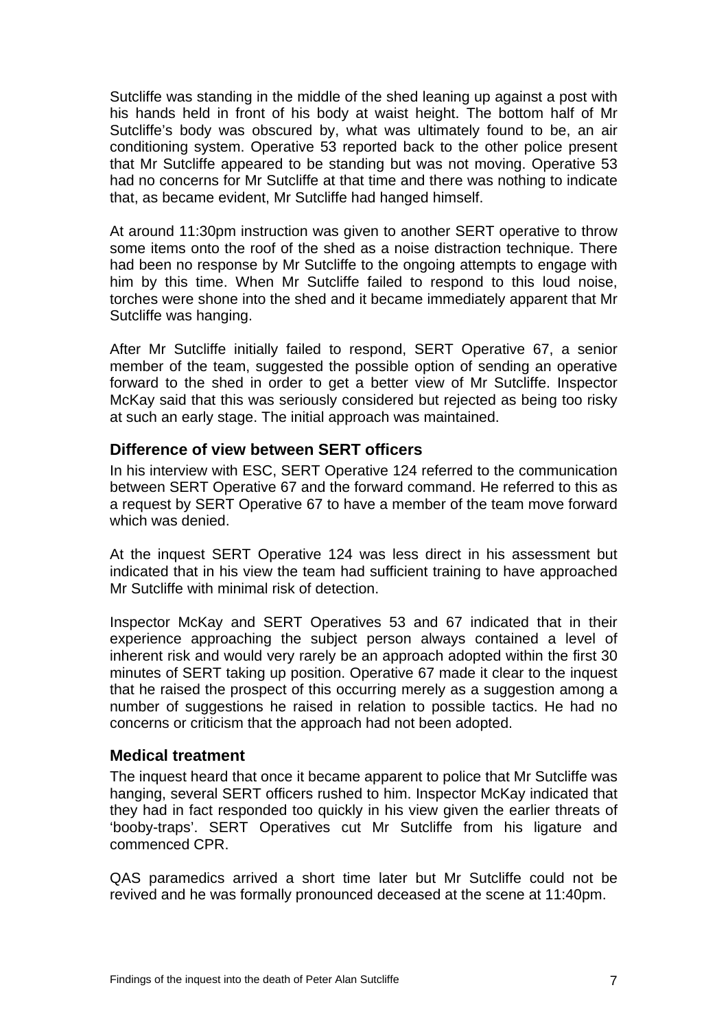Sutcliffe was standing in the middle of the shed leaning up against a post with his hands held in front of his body at waist height. The bottom half of Mr Sutcliffe's body was obscured by, what was ultimately found to be, an air conditioning system. Operative 53 reported back to the other police present that Mr Sutcliffe appeared to be standing but was not moving. Operative 53 had no concerns for Mr Sutcliffe at that time and there was nothing to indicate that, as became evident, Mr Sutcliffe had hanged himself.

At around 11:30pm instruction was given to another SERT operative to throw some items onto the roof of the shed as a noise distraction technique. There had been no response by Mr Sutcliffe to the ongoing attempts to engage with him by this time. When Mr Sutcliffe failed to respond to this loud noise, torches were shone into the shed and it became immediately apparent that Mr Sutcliffe was hanging.

After Mr Sutcliffe initially failed to respond, SERT Operative 67, a senior member of the team, suggested the possible option of sending an operative forward to the shed in order to get a better view of Mr Sutcliffe. Inspector McKay said that this was seriously considered but rejected as being too risky at such an early stage. The initial approach was maintained.

### Difference of view between SERT officers

In his interview with ESC, SERT Operative 124 referred to the communication between SERT Operative 67 and the forward command. He referred to this as a request by SERT Operative 67 to have a member of the team move forward which was denied.

At the inquest SERT Operative 124 was less direct in his assessment but indicated that in his view the team had sufficient training to have approached Mr Sutcliffe with minimal risk of detection.

Inspector McKay and SERT Operatives 53 and 67 indicated that in their experience approaching the subject person always contained a level of inherent risk and would very rarely be an approach adopted within the first 30 minutes of SERT taking up position. Operative 67 made it clear to the inquest that he raised the prospect of this occurring merely as a suggestion among a number of suggestions he raised in relation to possible tactics. He had no concerns or criticism that the approach had not been adopted.

### Medical treatment

The inquest heard that once it became apparent to police that Mr Sutcliffe was hanging, several SERT officers rushed to him. Inspector McKay indicated that they had in fact responded too quickly in his view given the earlier threats of 'booby-traps'. SERT Operatives cut Mr Sutcliffe from his ligature and commenced CPR.

QAS paramedics arrived a short time later but Mr Sutcliffe could not be revived and he was formally pronounced deceased at the scene at 11:40pm.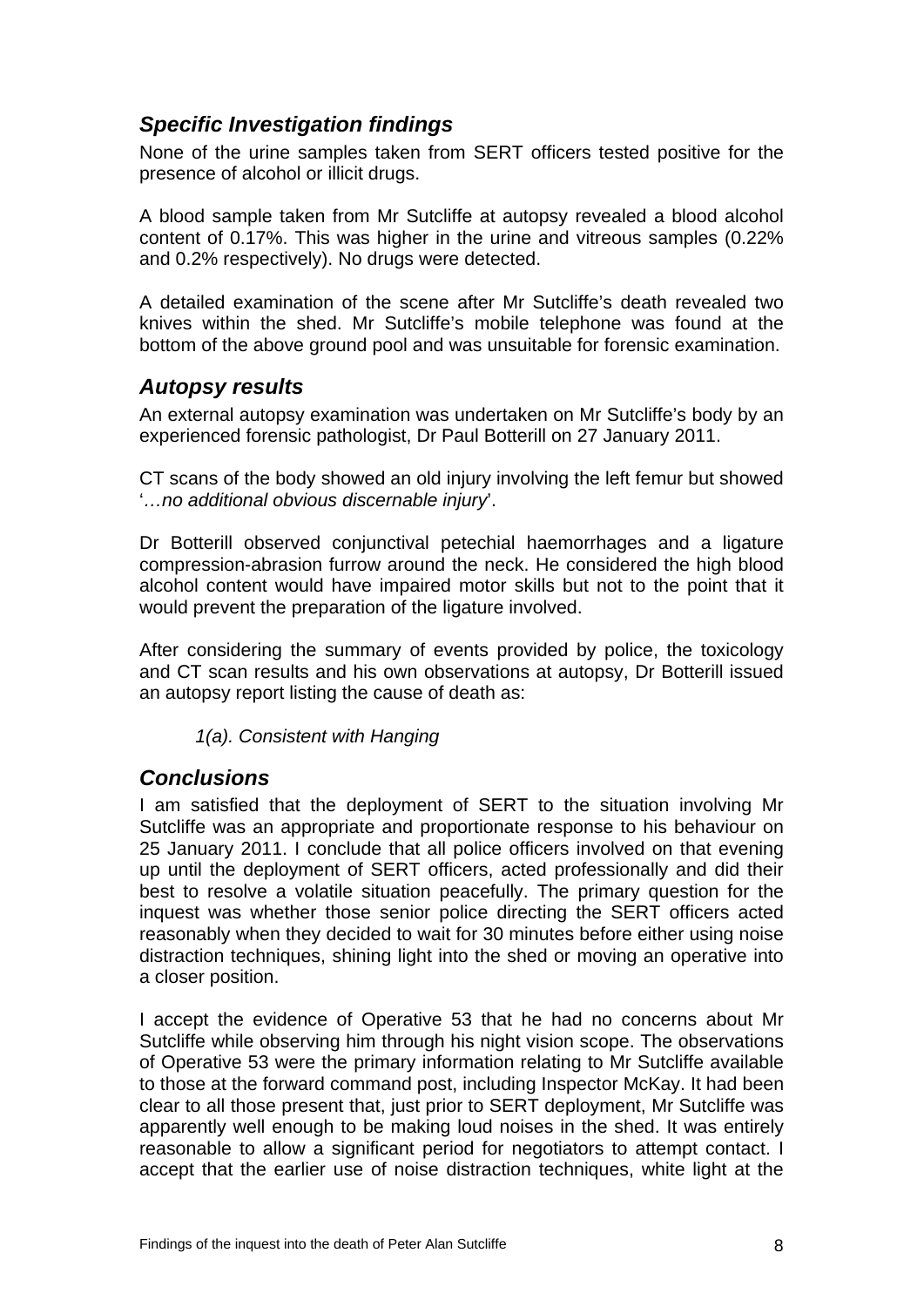## *Specific Investigation findings*

None of the urine samples taken from SERT officers tested positive for the presence of alcohol or illicit drugs.

A blood sample taken from Mr Sutcliffe at autopsy revealed a blood alcohol content of 0.17%. This was higher in the urine and vitreous samples (0.22% and 0.2% respectively). No drugs were detected.

A detailed examination of the scene after Mr Sutcliffe's death revealed two knives within the shed. Mr Sutcliffe's mobile telephone was found at the bottom of the above ground pool and was unsuitable for forensic examination.

## *Autopsy results*

An external autopsy examination was undertaken on Mr Sutcliffe's body by an experienced forensic pathologist, Dr Paul Botterill on 27 January 2011.

CT scans of the body showed an old injury involving the left femur but showed '*…no additional obvious discernable injury*'.

Dr Botterill observed conjunctival petechial haemorrhages and a ligature compression-abrasion furrow around the neck. He considered the high blood alcohol content would have impaired motor skills but not to the point that it would prevent the preparation of the ligature involved.

After considering the summary of events provided by police, the toxicology and CT scan results and his own observations at autopsy, Dr Botterill issued an autopsy report listing the cause of death as:

> *1(a). Consistent with Hanging*

## *Conclusions*

I am satisfied that the deployment of SERT to the situation involving Mr Sutcliffe was an appropriate and proportionate response to his behaviour on 25 January 2011. I conclude that all police officers involved on that evening up until the deployment of SERT officers, acted professionally and did their best to resolve a volatile situation peacefully. The primary question for the inquest was whether those senior police directing the SERT officers acted reasonably when they decided to wait for 30 minutes before either using noise distraction techniques, shining light into the shed or moving an operative into a closer position.

I accept the evidence of Operative 53 that he had no concerns about Mr Sutcliffe while observing him through his night vision scope. The observations of Operative 53 were the primary information relating to Mr Sutcliffe available to those at the forward command post, including Inspector McKay. It had been clear to all those present that, just prior to SERT deployment, Mr Sutcliffe was apparently well enough to be making loud noises in the shed. It was entirely reasonable to allow a significant period for negotiators to attempt contact. I accept that the earlier use of noise distraction techniques, white light at the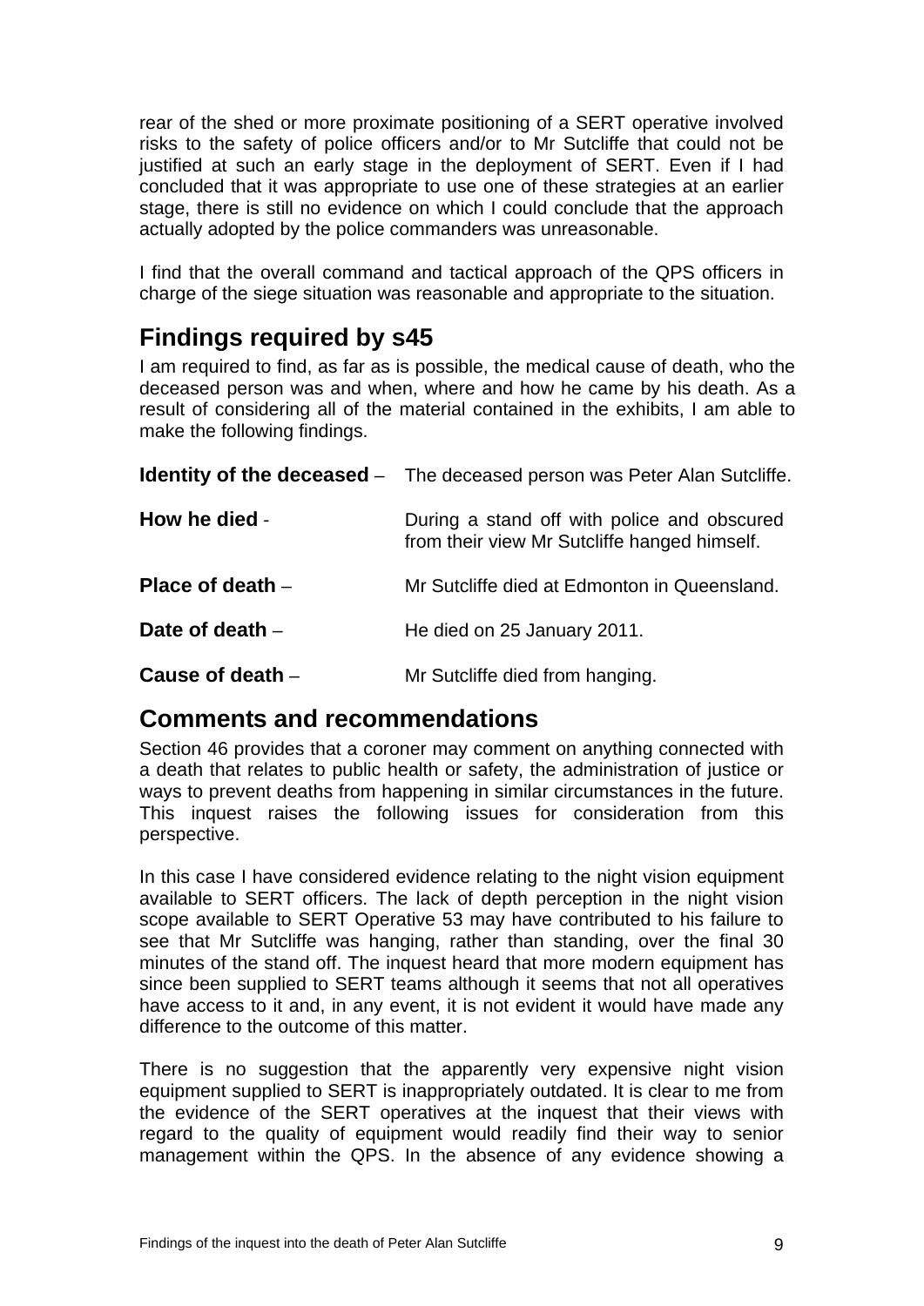rear of the shed or more proximate positioning of a SERT operative involved risks to the safety of police officers and/or to Mr Sutcliffe that could not be justified at such an early stage in the deployment of SERT. Even if I had concluded that it was appropriate to use one of these strategies at an earlier stage, there is still no evidence on which I could conclude that the approach actually adopted by the police commanders was unreasonable.

I find that the overall command and tactical approach of the QPS officers in charge of the siege situation was reasonable and appropriate to the situation.

## Findings required by s45

I am required to find, as far as is possible, the medical cause of death, who the deceased person was and when, where and how he came by his death. As a result of considering all of the material contained in the exhibits, I am able to make the following findings.

**Identity of the deceased** – The deceased person was Peter Alan Sutcliffe.

**How he died** - During a stand off with police and obscured from their view Mr Sutcliffe hanged himself.

**Place of death** – Mr Sutcliffe died at Edmonton in Queensland.

**Date of death** – He died on 25 January 2011.

**Cause of death** – Mr Sutcliffe died from hanging.

## Comments and recommendations

Section 46 provides that a coroner may comment on anything connected with a death that relates to public health or safety, the administration of justice or ways to prevent deaths from happening in similar circumstances in the future. This inquest raises the following issues for consideration from this perspective.

In this case I have considered evidence relating to the night vision equipment available to SERT officers. The lack of depth perception in the night vision scope available to SERT Operative 53 may have contributed to his failure to see that Mr Sutcliffe was hanging, rather than standing, over the final 30 minutes of the stand off. The inquest heard that more modern equipment has since been supplied to SERT teams although it seems that not all operatives have access to it and, in any event, it is not evident it would have made any difference to the outcome of this matter.

There is no suggestion that the apparently very expensive night vision equipment supplied to SERT is inappropriately outdated. It is clear to me from the evidence of the SERT operatives at the inquest that their views with regard to the quality of equipment would readily find their way to senior management within the QPS. In the absence of any evidence showing a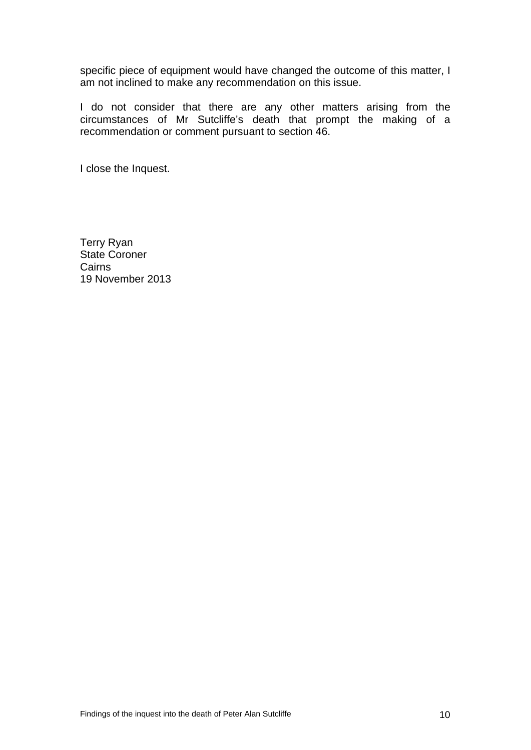specific piece of equipment would have changed the outcome of this matter, I am not inclined to make any recommendation on this issue.

I do not consider that there are any other matters arising from the circumstances of Mr Sutcliffe's death that prompt the making of a recommendation or comment pursuant to section 46.

I close the Inquest.

Terry Ryan  
State Coroner  
Cairns  
19 November 2013